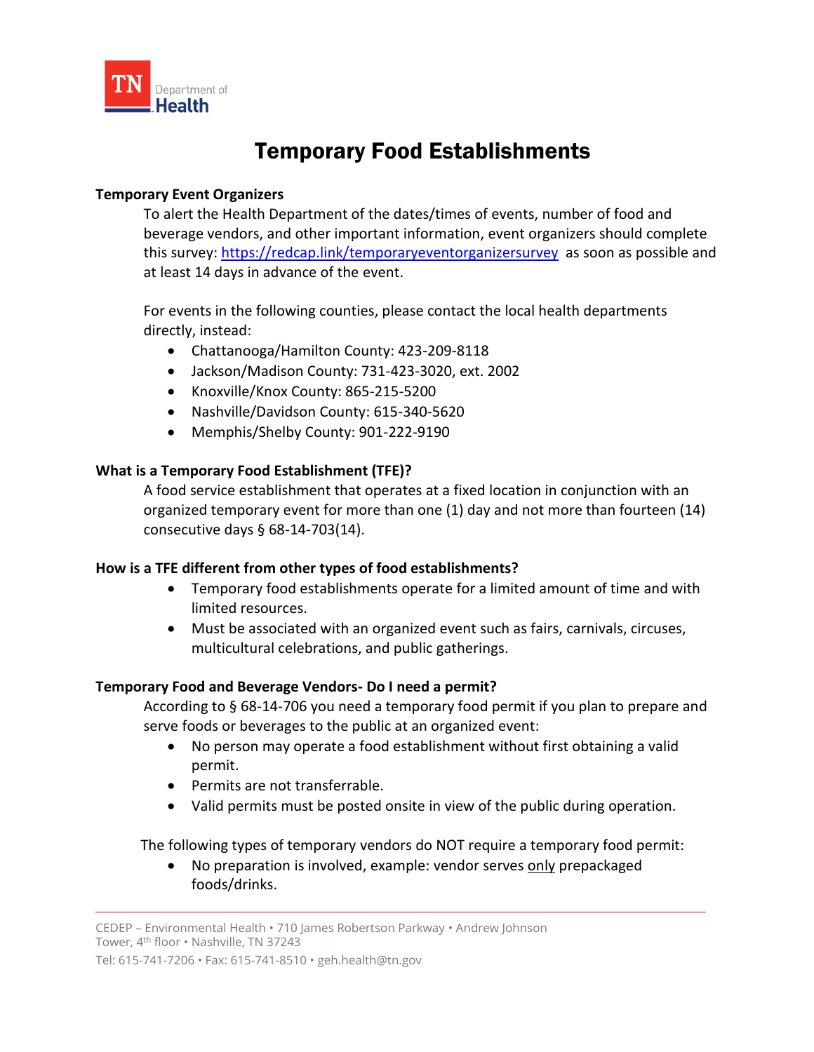TN Department of Health

# Temporary Food Establishments

**Temporary Event Organizers**

To alert the Health Department of the dates/times of events, number of food and beverage vendors, and other important information, event organizers should complete this survey: [https://redcap.link/temporaryeventorganizersurvey](https://redcap.link/temporaryeventorganizersurvey) as soon as possible and at least 14 days in advance of the event.

For events in the following counties, please contact the local health departments directly, instead:

- Chattanooga/Hamilton County: 423-209-8118
- Jackson/Madison County: 731-423-3020, ext. 2002
- Knoxville/Knox County: 865-215-5200
- Nashville/Davidson County: 615-340-5620
- Memphis/Shelby County: 901-222-9190

**What is a Temporary Food Establishment (TFE)?**

A food service establishment that operates at a fixed location in conjunction with an organized temporary event for more than one (1) day and not more than fourteen (14) consecutive days § 68-14-703(14).

**How is a TFE different from other types of food establishments?**

- Temporary food establishments operate for a limited amount of time and with limited resources.
- Must be associated with an organized event such as fairs, carnivals, circuses, multicultural celebrations, and public gatherings.

**Temporary Food and Beverage Vendors- Do I need a permit?**

According to § 68-14-706 you need a temporary food permit if you plan to prepare and serve foods or beverages to the public at an organized event:

- No person may operate a food establishment without first obtaining a valid permit.
- Permits are not transferrable.
- Valid permits must be posted onsite in view of the public during operation.

The following types of temporary vendors do NOT require a temporary food permit:

- No preparation is involved, example: vendor serves only prepackaged foods/drinks.

CEDEP – Environmental Health • 710 James Robertson Parkway • Andrew Johnson Tower, 4th floor • Nashville, TN 37243
Tel: 615-741-7206 • Fax: 615-741-8510 • geh.health@tn.gov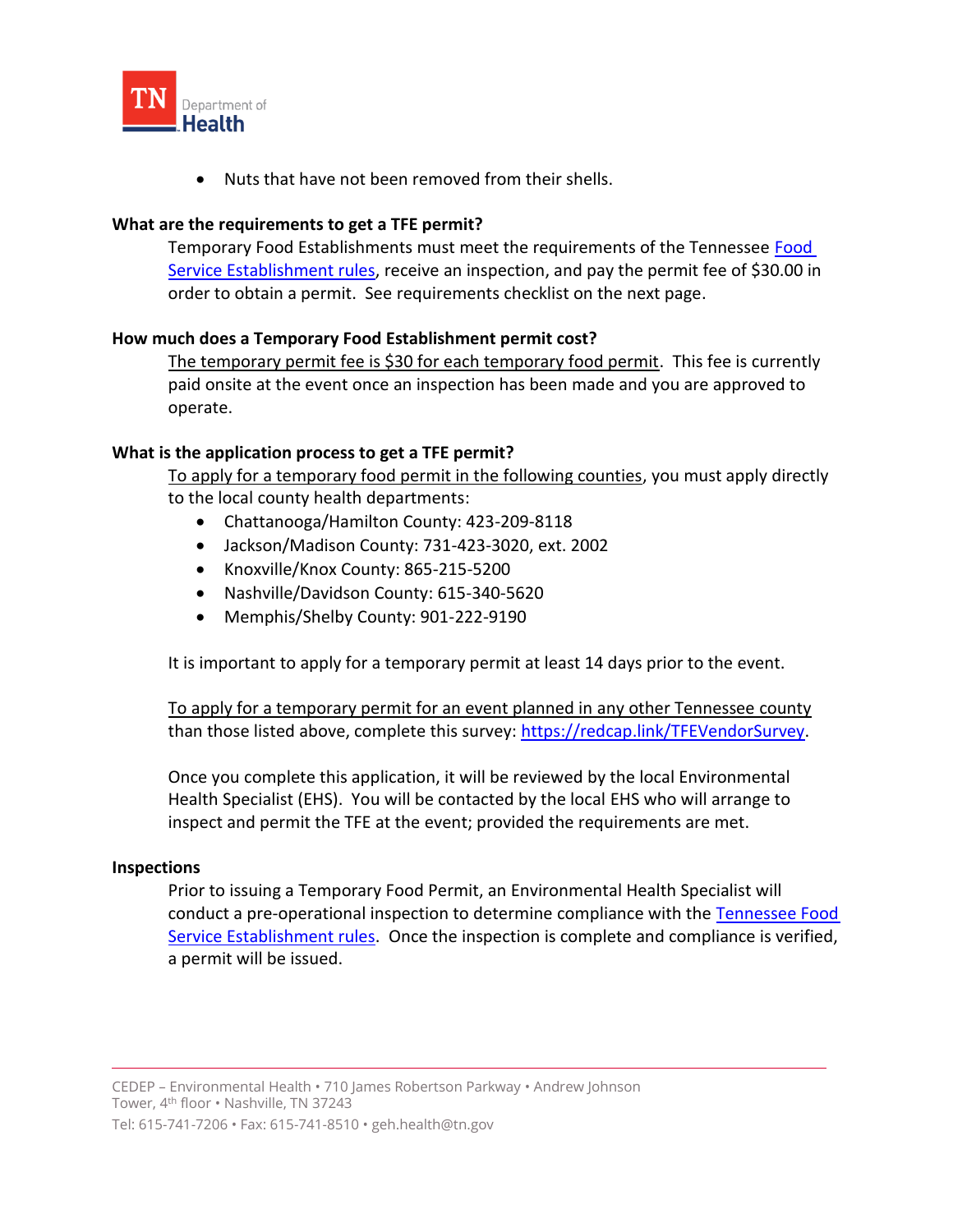- Nuts that have not been removed from their shells.

**What are the requirements to get a TFE permit?**

Temporary Food Establishments must meet the requirements of the Tennessee [Food Service Establishment rules](), receive an inspection, and pay the permit fee of $30.00 in order to obtain a permit. See requirements checklist on the next page.

**How much does a Temporary Food Establishment permit cost?**

The temporary permit fee is $30 for each temporary food permit. This fee is currently paid onsite at the event once an inspection has been made and you are approved to operate.

**What is the application process to get a TFE permit?**

To apply for a temporary food permit in the following counties, you must apply directly to the local county health departments:

- Chattanooga/Hamilton County: 423-209-8118
- Jackson/Madison County: 731-423-3020, ext. 2002
- Knoxville/Knox County: 865-215-5200
- Nashville/Davidson County: 615-340-5620
- Memphis/Shelby County: 901-222-9190

It is important to apply for a temporary permit at least 14 days prior to the event.

To apply for a temporary permit for an event planned in any other Tennessee county than those listed above, complete this survey: https://redcap.link/TFEVendorSurvey.

Once you complete this application, it will be reviewed by the local Environmental Health Specialist (EHS). You will be contacted by the local EHS who will arrange to inspect and permit the TFE at the event; provided the requirements are met.

**Inspections**

Prior to issuing a Temporary Food Permit, an Environmental Health Specialist will conduct a pre-operational inspection to determine compliance with the [Tennessee Food Service Establishment rules](). Once the inspection is complete and compliance is verified, a permit will be issued.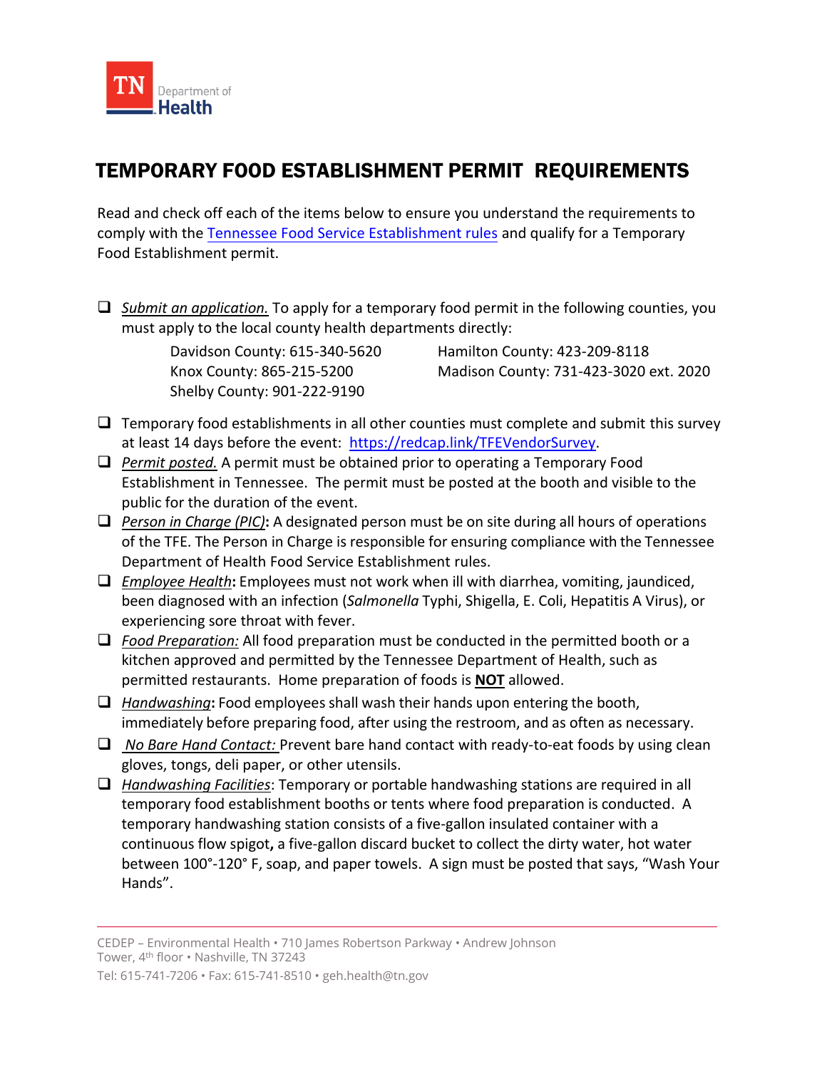# TEMPORARY FOOD ESTABLISHMENT PERMIT REQUIREMENTS

Read and check off each of the items below to ensure you understand the requirements to comply with the Tennessee Food Service Establishment rules and qualify for a Temporary Food Establishment permit.

- ❑ *Submit an application.* To apply for a temporary food permit in the following counties, you must apply to the local county health departments directly:

  Davidson County: 615-340-5620
  Hamilton County: 423-209-8118
  Knox County: 865-215-5200
  Madison County: 731-423-3020 ext. 2020
  Shelby County: 901-222-9190

- ❑ Temporary food establishments in all other counties must complete and submit this survey at least 14 days before the event: https://redcap.link/TFEVendorSurvey.
- ❑ *Permit posted.* A permit must be obtained prior to operating a Temporary Food Establishment in Tennessee. The permit must be posted at the booth and visible to the public for the duration of the event.
- ❑ *Person in Charge (PIC)*: A designated person must be on site during all hours of operations of the TFE. The Person in Charge is responsible for ensuring compliance with the Tennessee Department of Health Food Service Establishment rules.
- ❑ *Employee Health*: Employees must not work when ill with diarrhea, vomiting, jaundiced, been diagnosed with an infection (*Salmonella* Typhi, Shigella, E. Coli, Hepatitis A Virus), or experiencing sore throat with fever.
- ❑ *Food Preparation:* All food preparation must be conducted in the permitted booth or a kitchen approved and permitted by the Tennessee Department of Health, such as permitted restaurants. Home preparation of foods is **NOT** allowed.
- ❑ *Handwashing*: Food employees shall wash their hands upon entering the booth, immediately before preparing food, after using the restroom, and as often as necessary.
- ❑ *No Bare Hand Contact:* Prevent bare hand contact with ready-to-eat foods by using clean gloves, tongs, deli paper, or other utensils.
- ❑ *Handwashing Facilities*: Temporary or portable handwashing stations are required in all temporary food establishment booths or tents where food preparation is conducted. A temporary handwashing station consists of a five-gallon insulated container with a continuous flow spigot, a five-gallon discard bucket to collect the dirty water, hot water between 100°-120° F, soap, and paper towels. A sign must be posted that says, "Wash Your Hands".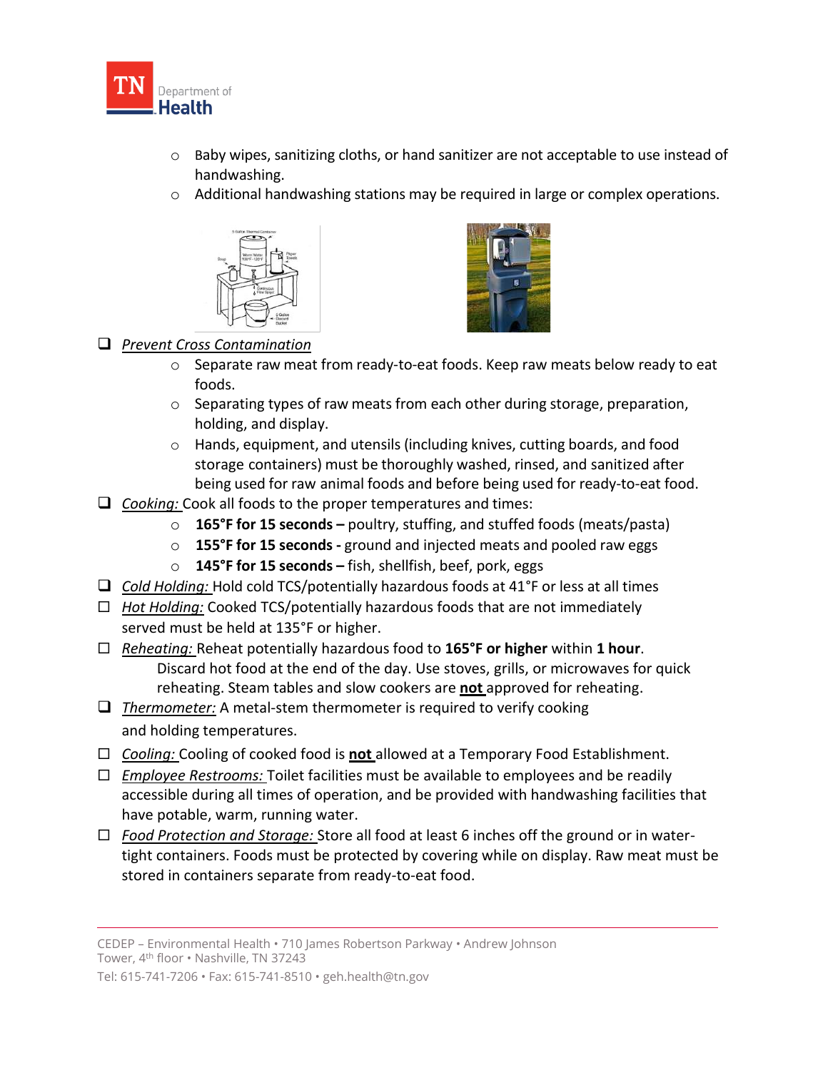- Baby wipes, sanitizing cloths, or hand sanitizer are not acceptable to use instead of handwashing.
- Additional handwashing stations may be required in large or complex operations.

- [ ] *Prevent Cross Contamination*
  - Separate raw meat from ready-to-eat foods. Keep raw meats below ready to eat foods.
  - Separating types of raw meats from each other during storage, preparation, holding, and display.
  - Hands, equipment, and utensils (including knives, cutting boards, and food storage containers) must be thoroughly washed, rinsed, and sanitized after being used for raw animal foods and before being used for ready-to-eat food.
- [ ] *Cooking:* Cook all foods to the proper temperatures and times:
  - **165°F for 15 seconds –** poultry, stuffing, and stuffed foods (meats/pasta)
  - **155°F for 15 seconds -** ground and injected meats and pooled raw eggs
  - **145°F for 15 seconds –** fish, shellfish, beef, pork, eggs
- [ ] *Cold Holding:* Hold cold TCS/potentially hazardous foods at 41°F or less at all times
- [ ] *Hot Holding:* Cooked TCS/potentially hazardous foods that are not immediately served must be held at 135°F or higher.
- [ ] *Reheating:* Reheat potentially hazardous food to **165°F or higher** within **1 hour**. Discard hot food at the end of the day. Use stoves, grills, or microwaves for quick reheating. Steam tables and slow cookers are **not** approved for reheating.
- [ ] *Thermometer:* A metal-stem thermometer is required to verify cooking and holding temperatures.
- [ ] *Cooling:* Cooling of cooked food is **not** allowed at a Temporary Food Establishment.
- [ ] *Employee Restrooms:* Toilet facilities must be available to employees and be readily accessible during all times of operation, and be provided with handwashing facilities that have potable, warm, running water.
- [ ] *Food Protection and Storage:* Store all food at least 6 inches off the ground or in water-tight containers. Foods must be protected by covering while on display. Raw meat must be stored in containers separate from ready-to-eat food.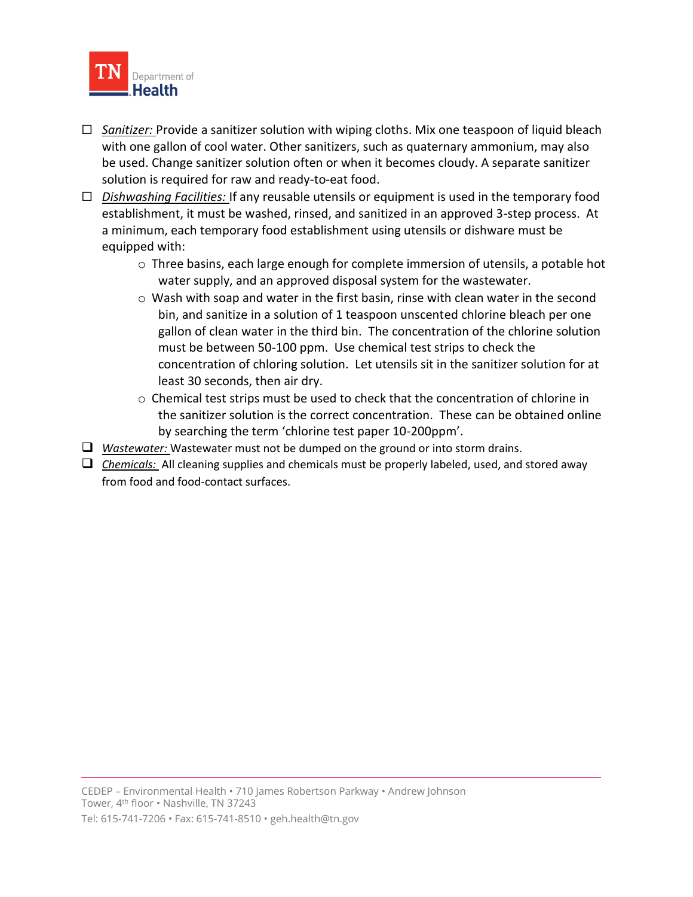- ☐ *Sanitizer:* Provide a sanitizer solution with wiping cloths. Mix one teaspoon of liquid bleach with one gallon of cool water. Other sanitizers, such as quaternary ammonium, may also be used. Change sanitizer solution often or when it becomes cloudy. A separate sanitizer solution is required for raw and ready-to-eat food.
- ☐ *Dishwashing Facilities:* If any reusable utensils or equipment is used in the temporary food establishment, it must be washed, rinsed, and sanitized in an approved 3-step process. At a minimum, each temporary food establishment using utensils or dishware must be equipped with:
  - Three basins, each large enough for complete immersion of utensils, a potable hot water supply, and an approved disposal system for the wastewater.
  - Wash with soap and water in the first basin, rinse with clean water in the second bin, and sanitize in a solution of 1 teaspoon unscented chlorine bleach per one gallon of clean water in the third bin. The concentration of the chlorine solution must be between 50-100 ppm. Use chemical test strips to check the concentration of chloring solution. Let utensils sit in the sanitizer solution for at least 30 seconds, then air dry.
  - Chemical test strips must be used to check that the concentration of chlorine in the sanitizer solution is the correct concentration. These can be obtained online by searching the term 'chlorine test paper 10-200ppm'.
- ☐ *Wastewater:* Wastewater must not be dumped on the ground or into storm drains.
- ☐ *Chemicals:* All cleaning supplies and chemicals must be properly labeled, used, and stored away from food and food-contact surfaces.